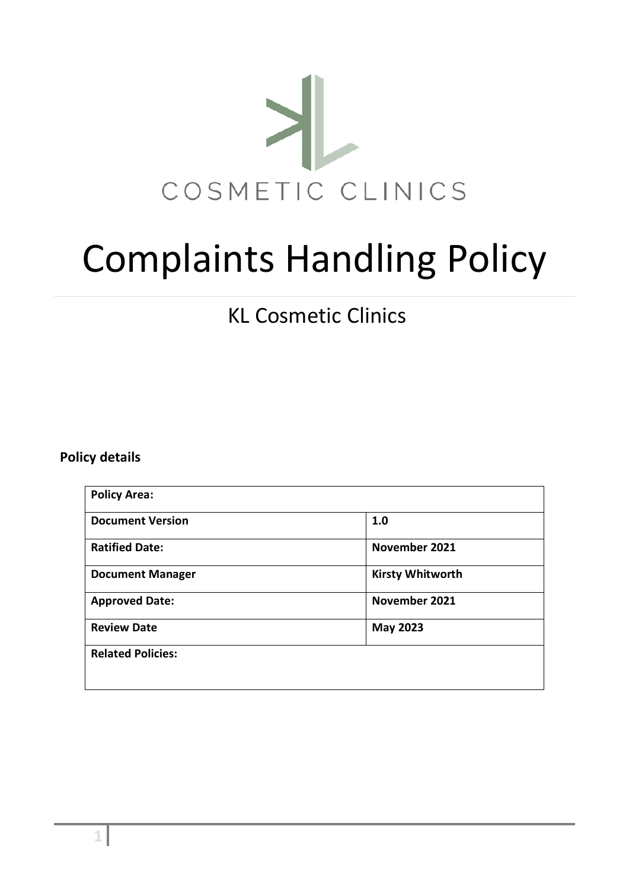COSMETIC CLINICS

# Complaints Handling Policy

## KL Cosmetic Clinics

**Policy details**

| **Policy Area:** | |
|---|---|
| **Document Version** | **1.0** |
| **Ratified Date:** | **November 2021** |
| **Document Manager** | **Kirsty Whitworth** |
| **Approved Date:** | **November 2021** |
| **Review Date** | **May 2023** |
| **Related Policies:** | |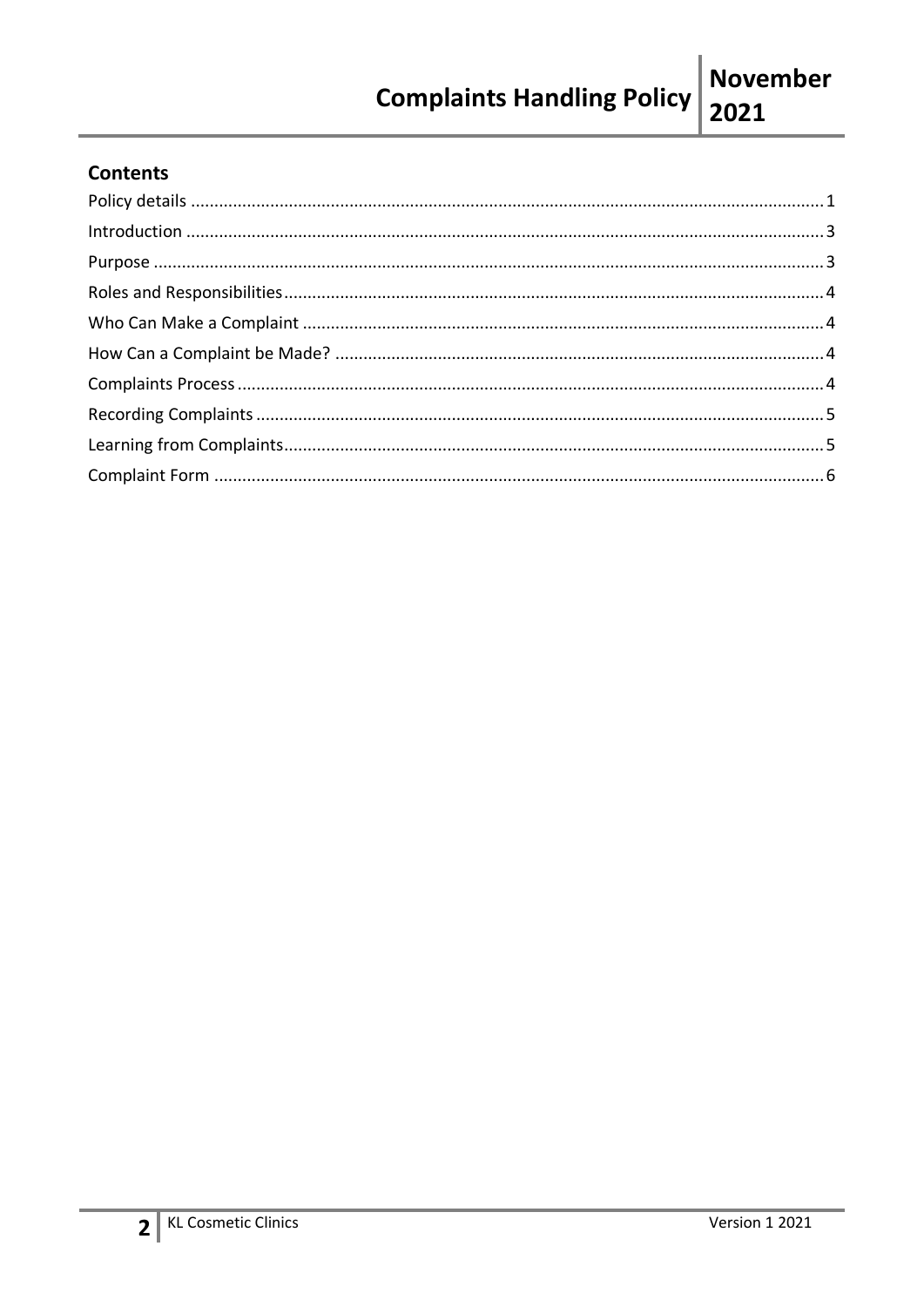## Contents

Policy details ........................................................................................................................ 1
Introduction ........................................................................................................................ 3
Purpose ................................................................................................................................ 3
Roles and Responsibilities .................................................................................................... 4
Who Can Make a Complaint ................................................................................................ 4
How Can a Complaint be Made? ......................................................................................... 4
Complaints Process .............................................................................................................. 4
Recording Complaints .......................................................................................................... 5
Learning from Complaints .................................................................................................... 5
Complaint Form ................................................................................................................... 6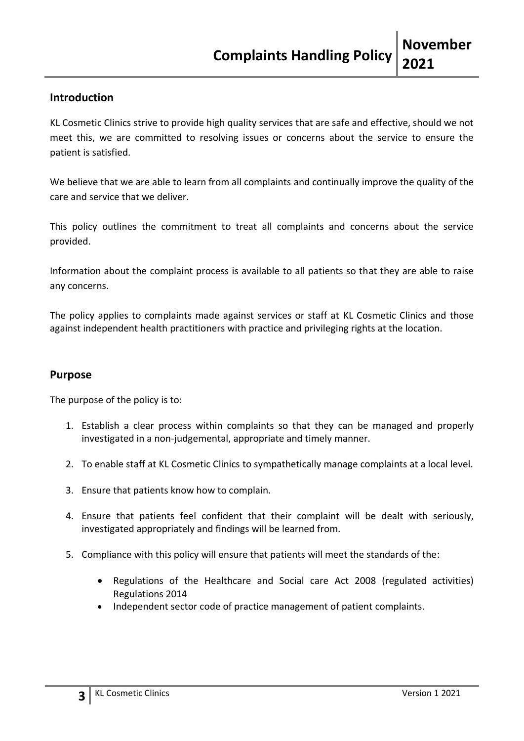## Introduction

KL Cosmetic Clinics strive to provide high quality services that are safe and effective, should we not meet this, we are committed to resolving issues or concerns about the service to ensure the patient is satisfied.

We believe that we are able to learn from all complaints and continually improve the quality of the care and service that we deliver.

This policy outlines the commitment to treat all complaints and concerns about the service provided.

Information about the complaint process is available to all patients so that they are able to raise any concerns.

The policy applies to complaints made against services or staff at KL Cosmetic Clinics and those against independent health practitioners with practice and privileging rights at the location.

## Purpose

The purpose of the policy is to:

1. Establish a clear process within complaints so that they can be managed and properly investigated in a non-judgemental, appropriate and timely manner.
2. To enable staff at KL Cosmetic Clinics to sympathetically manage complaints at a local level.
3. Ensure that patients know how to complain.
4. Ensure that patients feel confident that their complaint will be dealt with seriously, investigated appropriately and findings will be learned from.
5. Compliance with this policy will ensure that patients will meet the standards of the:
   - Regulations of the Healthcare and Social care Act 2008 (regulated activities) Regulations 2014
   - Independent sector code of practice management of patient complaints.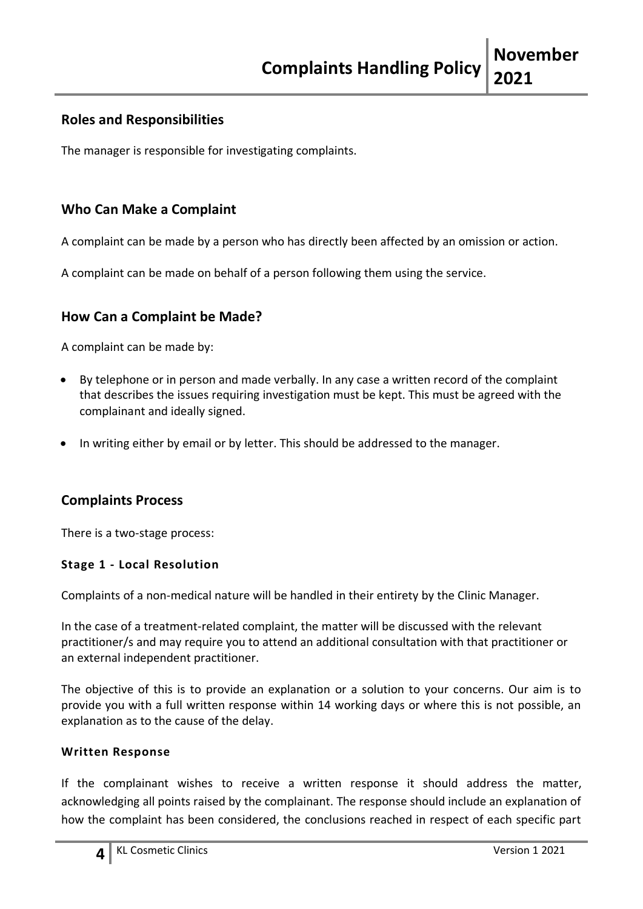## Roles and Responsibilities

The manager is responsible for investigating complaints.

## Who Can Make a Complaint

A complaint can be made by a person who has directly been affected by an omission or action.

A complaint can be made on behalf of a person following them using the service.

## How Can a Complaint be Made?

A complaint can be made by:

- By telephone or in person and made verbally. In any case a written record of the complaint that describes the issues requiring investigation must be kept. This must be agreed with the complainant and ideally signed.
- In writing either by email or by letter. This should be addressed to the manager.

## Complaints Process

There is a two-stage process:

### Stage 1 - Local Resolution

Complaints of a non-medical nature will be handled in their entirety by the Clinic Manager.

In the case of a treatment-related complaint, the matter will be discussed with the relevant practitioner/s and may require you to attend an additional consultation with that practitioner or an external independent practitioner.

The objective of this is to provide an explanation or a solution to your concerns. Our aim is to provide you with a full written response within 14 working days or where this is not possible, an explanation as to the cause of the delay.

### Written Response

If the complainant wishes to receive a written response it should address the matter, acknowledging all points raised by the complainant. The response should include an explanation of how the complaint has been considered, the conclusions reached in respect of each specific part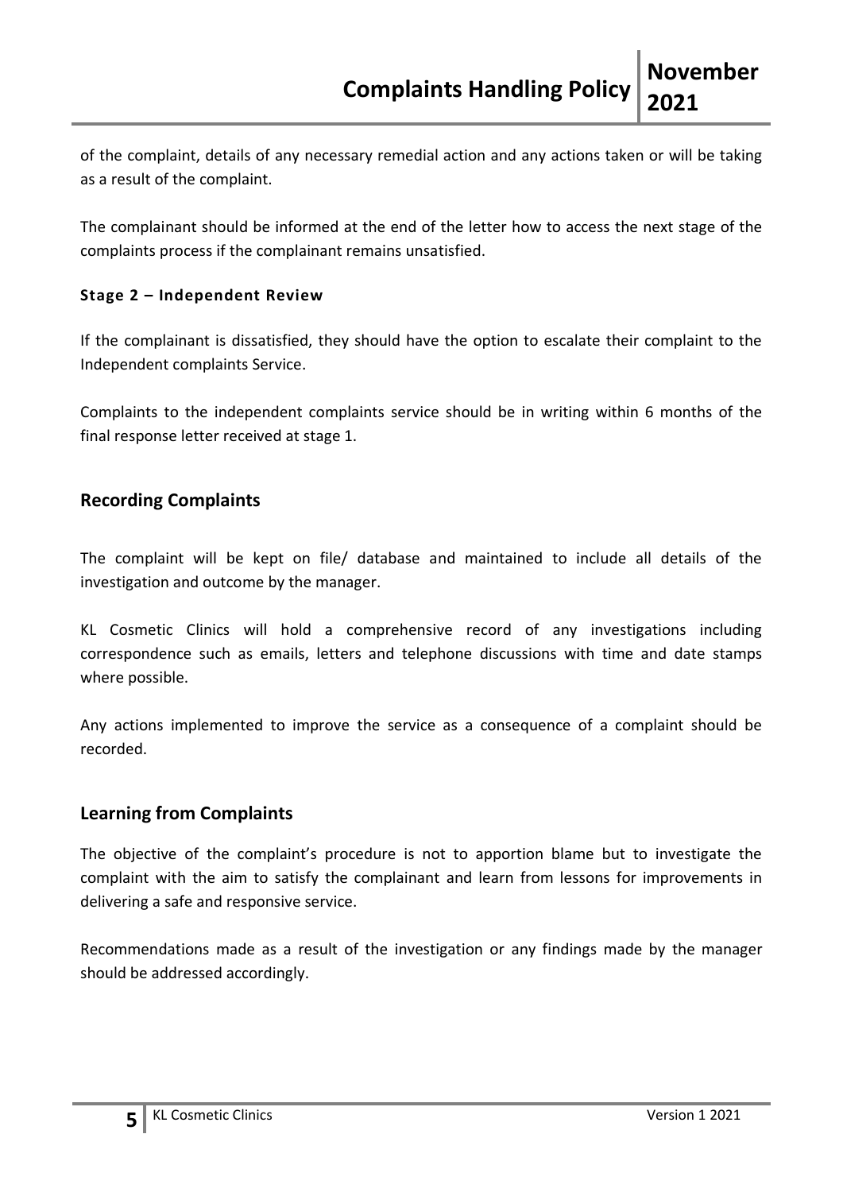of the complaint, details of any necessary remedial action and any actions taken or will be taking as a result of the complaint.

The complainant should be informed at the end of the letter how to access the next stage of the complaints process if the complainant remains unsatisfied.

#### Stage 2 – Independent Review

If the complainant is dissatisfied, they should have the option to escalate their complaint to the Independent complaints Service.

Complaints to the independent complaints service should be in writing within 6 months of the final response letter received at stage 1.

### Recording Complaints

The complaint will be kept on file/ database and maintained to include all details of the investigation and outcome by the manager.

KL Cosmetic Clinics will hold a comprehensive record of any investigations including correspondence such as emails, letters and telephone discussions with time and date stamps where possible.

Any actions implemented to improve the service as a consequence of a complaint should be recorded.

### Learning from Complaints

The objective of the complaint's procedure is not to apportion blame but to investigate the complaint with the aim to satisfy the complainant and learn from lessons for improvements in delivering a safe and responsive service.

Recommendations made as a result of the investigation or any findings made by the manager should be addressed accordingly.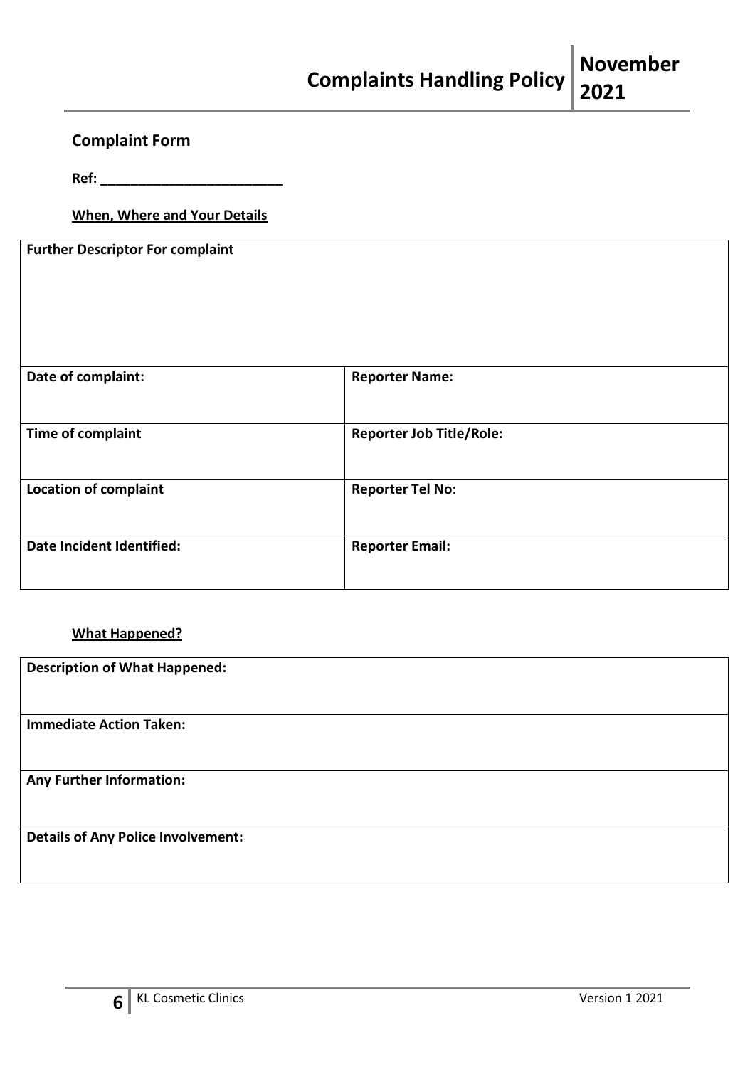## Complaint Form

**Ref: ________________________**

**When, Where and Your Details**

| **Further Descriptor For complaint** | |
|---|---|
| **Date of complaint:** | **Reporter Name:** |
| **Time of complaint** | **Reporter Job Title/Role:** |
| **Location of complaint** | **Reporter Tel No:** |
| **Date Incident Identified:** | **Reporter Email:** |

**What Happened?**

| **Description of What Happened:** |
|---|
| **Immediate Action Taken:** |
| **Any Further Information:** |
| **Details of Any Police Involvement:** |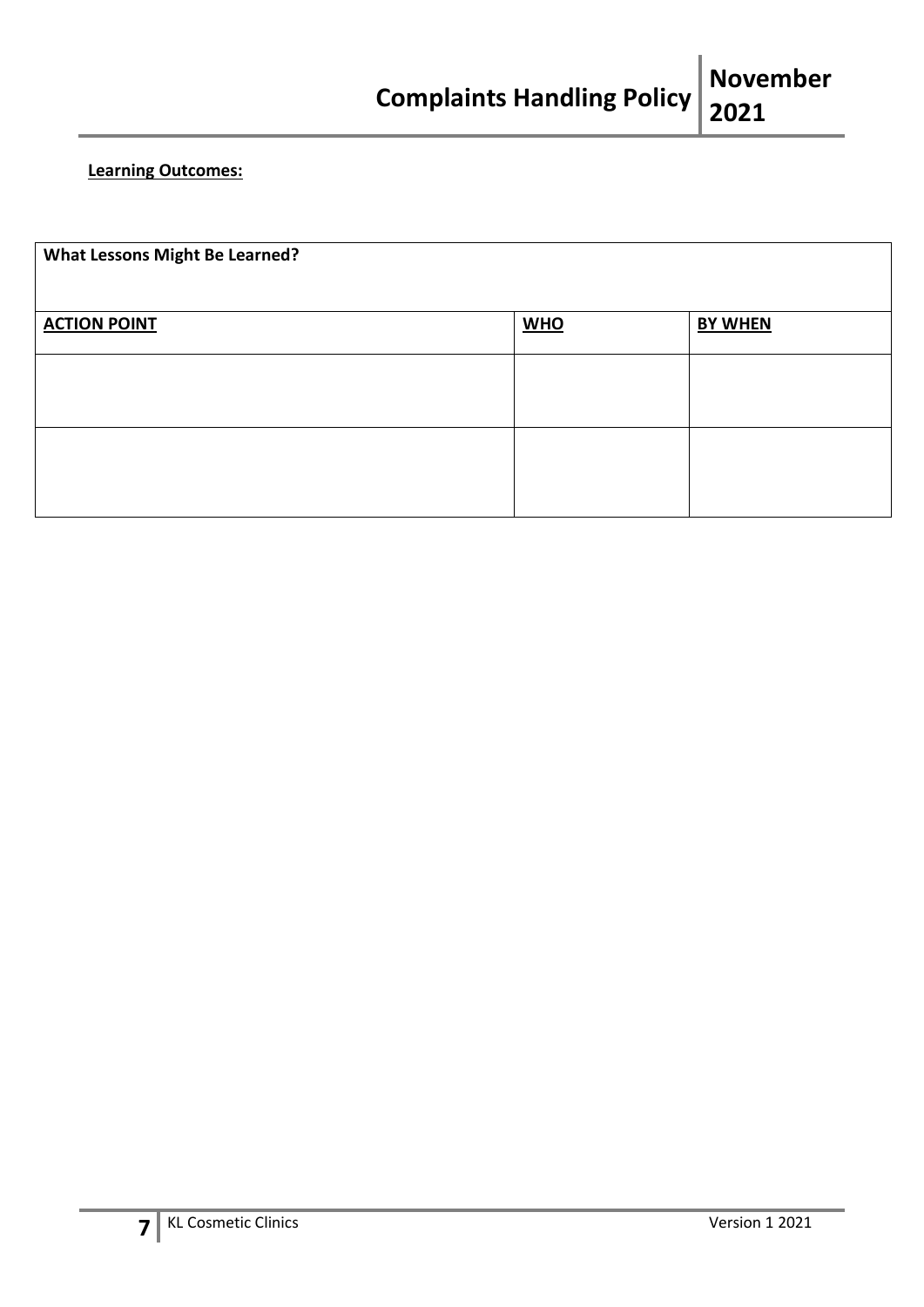**Learning Outcomes:**

| What Lessons Might Be Learned? | | |
|---|---|---|
| **ACTION POINT** | **WHO** | **BY WHEN** |
| | | |
| | | |